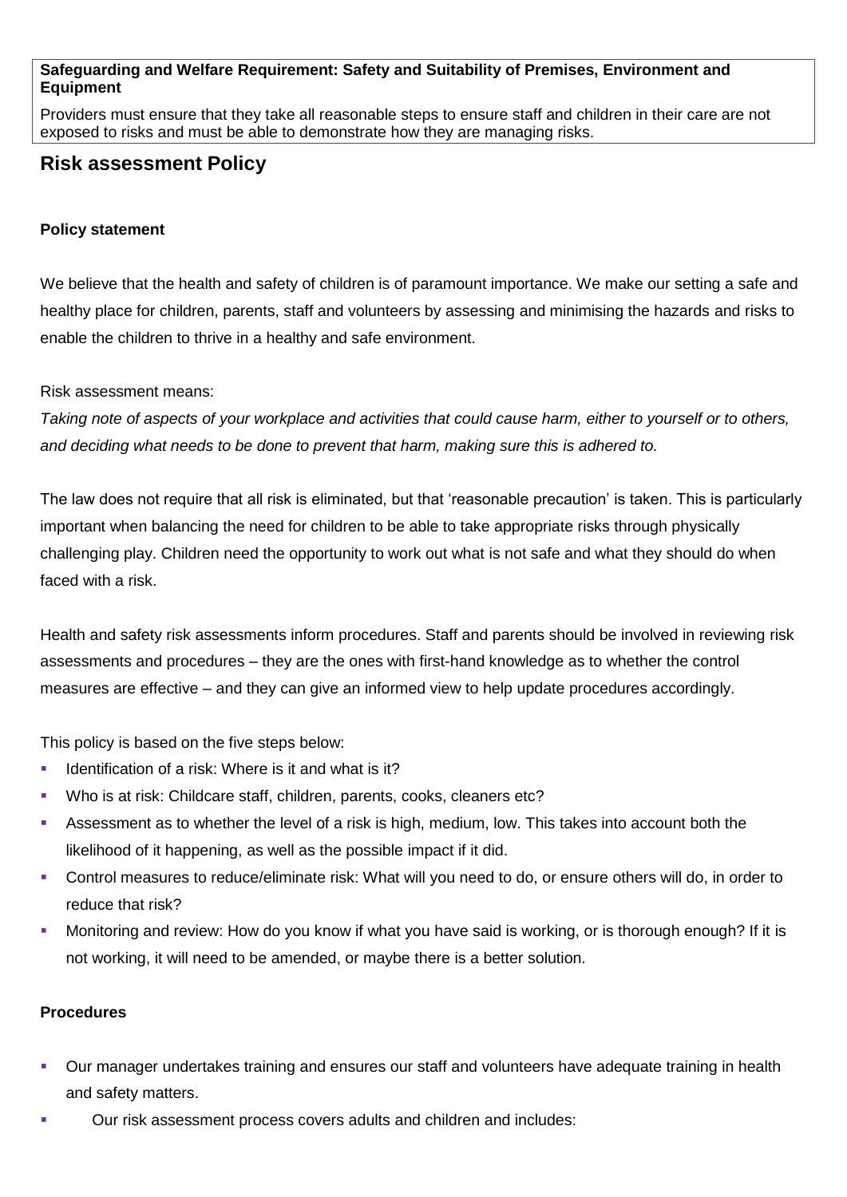**Safeguarding and Welfare Requirement: Safety and Suitability of Premises, Environment and Equipment**

Providers must ensure that they take all reasonable steps to ensure staff and children in their care are not exposed to risks and must be able to demonstrate how they are managing risks.

## Risk assessment Policy

**Policy statement**

We believe that the health and safety of children is of paramount importance. We make our setting a safe and healthy place for children, parents, staff and volunteers by assessing and minimising the hazards and risks to enable the children to thrive in a healthy and safe environment.

Risk assessment means:

*Taking note of aspects of your workplace and activities that could cause harm, either to yourself or to others, and deciding what needs to be done to prevent that harm, making sure this is adhered to.*

The law does not require that all risk is eliminated, but that 'reasonable precaution' is taken. This is particularly important when balancing the need for children to be able to take appropriate risks through physically challenging play. Children need the opportunity to work out what is not safe and what they should do when faced with a risk.

Health and safety risk assessments inform procedures. Staff and parents should be involved in reviewing risk assessments and procedures – they are the ones with first-hand knowledge as to whether the control measures are effective – and they can give an informed view to help update procedures accordingly.

This policy is based on the five steps below:

- Identification of a risk: Where is it and what is it?
- Who is at risk: Childcare staff, children, parents, cooks, cleaners etc?
- Assessment as to whether the level of a risk is high, medium, low. This takes into account both the likelihood of it happening, as well as the possible impact if it did.
- Control measures to reduce/eliminate risk: What will you need to do, or ensure others will do, in order to reduce that risk?
- Monitoring and review: How do you know if what you have said is working, or is thorough enough? If it is not working, it will need to be amended, or maybe there is a better solution.

**Procedures**

- Our manager undertakes training and ensures our staff and volunteers have adequate training in health and safety matters.
- Our risk assessment process covers adults and children and includes: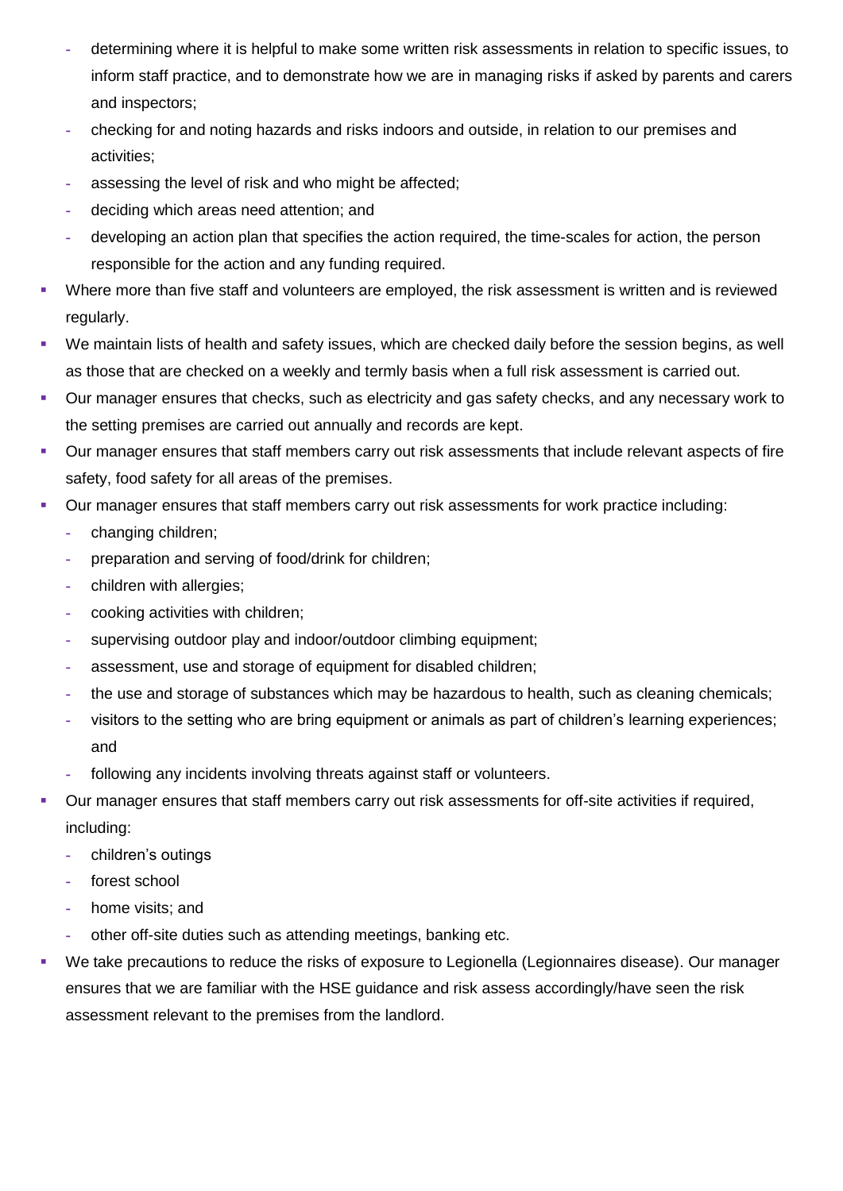- determining where it is helpful to make some written risk assessments in relation to specific issues, to inform staff practice, and to demonstrate how we are in managing risks if asked by parents and carers and inspectors;
  - checking for and noting hazards and risks indoors and outside, in relation to our premises and activities;
  - assessing the level of risk and who might be affected;
  - deciding which areas need attention; and
  - developing an action plan that specifies the action required, the time-scales for action, the person responsible for the action and any funding required.
- Where more than five staff and volunteers are employed, the risk assessment is written and is reviewed regularly.
- We maintain lists of health and safety issues, which are checked daily before the session begins, as well as those that are checked on a weekly and termly basis when a full risk assessment is carried out.
- Our manager ensures that checks, such as electricity and gas safety checks, and any necessary work to the setting premises are carried out annually and records are kept.
- Our manager ensures that staff members carry out risk assessments that include relevant aspects of fire safety, food safety for all areas of the premises.
- Our manager ensures that staff members carry out risk assessments for work practice including:
  - changing children;
  - preparation and serving of food/drink for children;
  - children with allergies;
  - cooking activities with children;
  - supervising outdoor play and indoor/outdoor climbing equipment;
  - assessment, use and storage of equipment for disabled children;
  - the use and storage of substances which may be hazardous to health, such as cleaning chemicals;
  - visitors to the setting who are bring equipment or animals as part of children's learning experiences; and
  - following any incidents involving threats against staff or volunteers.
- Our manager ensures that staff members carry out risk assessments for off-site activities if required, including:
  - children's outings
  - forest school
  - home visits; and
  - other off-site duties such as attending meetings, banking etc.
- We take precautions to reduce the risks of exposure to Legionella (Legionnaires disease). Our manager ensures that we are familiar with the HSE guidance and risk assess accordingly/have seen the risk assessment relevant to the premises from the landlord.